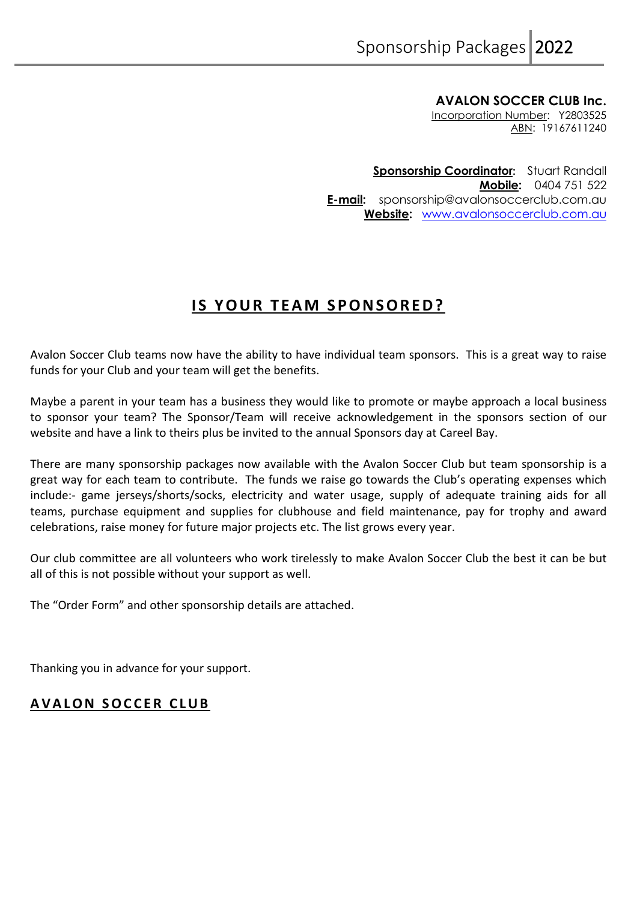**AVALON SOCCER CLUB Inc.**
Incorporation Number: Y2803525
ABN: 19167611240

**Sponsorship Coordinator:** Stuart Randall
**Mobile:** 0404 751 522
**E-mail:** sponsorship@avalonsoccerclub.com.au
**Website:** www.avalonsoccerclub.com.au

# IS YOUR TEAM SPONSORED?

Avalon Soccer Club teams now have the ability to have individual team sponsors. This is a great way to raise funds for your Club and your team will get the benefits.

Maybe a parent in your team has a business they would like to promote or maybe approach a local business to sponsor your team? The Sponsor/Team will receive acknowledgement in the sponsors section of our website and have a link to theirs plus be invited to the annual Sponsors day at Careel Bay.

There are many sponsorship packages now available with the Avalon Soccer Club but team sponsorship is a great way for each team to contribute. The funds we raise go towards the Club's operating expenses which include:- game jerseys/shorts/socks, electricity and water usage, supply of adequate training aids for all teams, purchase equipment and supplies for clubhouse and field maintenance, pay for trophy and award celebrations, raise money for future major projects etc. The list grows every year.

Our club committee are all volunteers who work tirelessly to make Avalon Soccer Club the best it can be but all of this is not possible without your support as well.

The "Order Form" and other sponsorship details are attached.

Thanking you in advance for your support.

**AVALON SOCCER CLUB**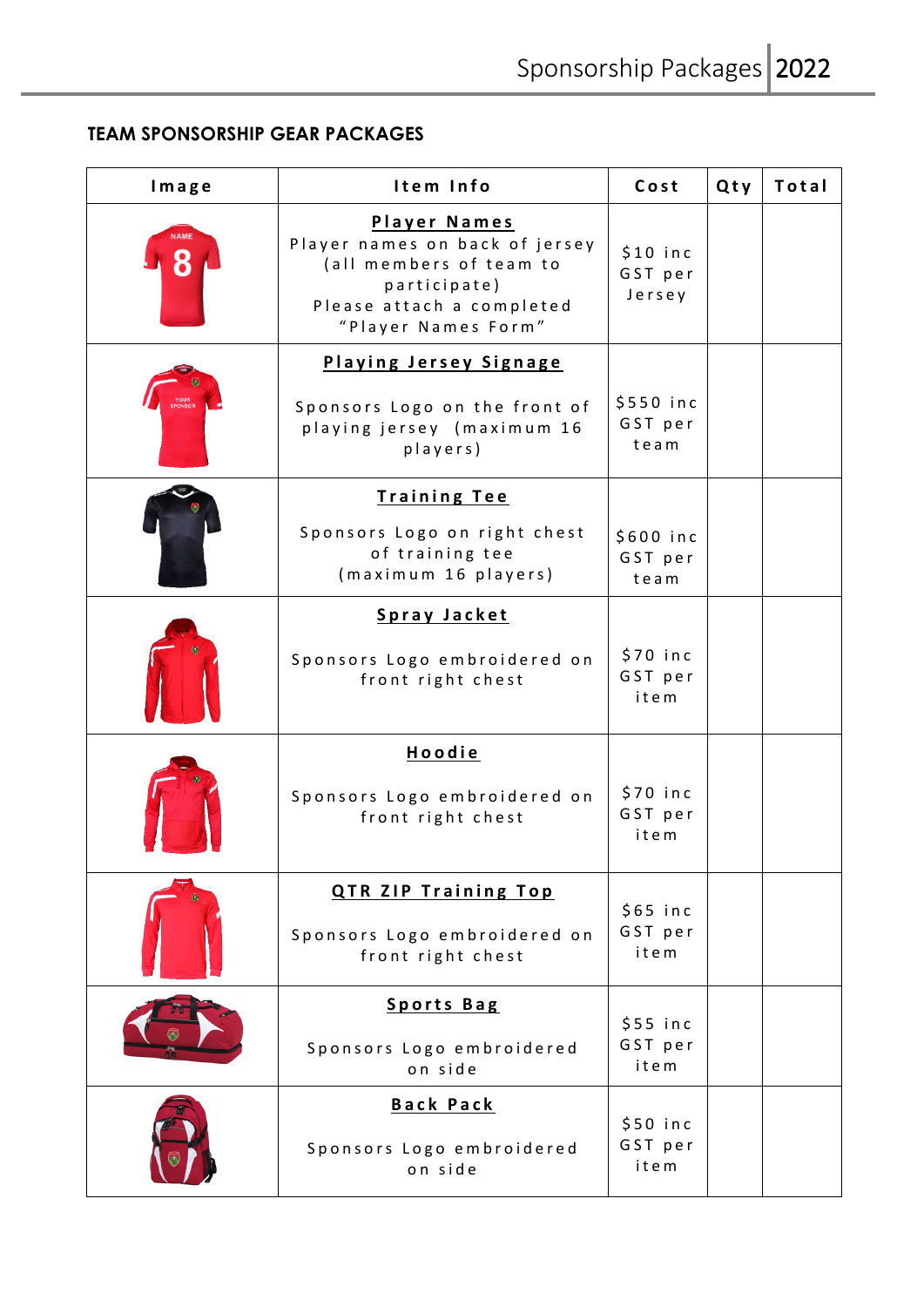## TEAM SPONSORSHIP GEAR PACKAGES

| Image | Item Info | Cost | Qty | Total |
|---|---|---|---|---|
| | **Player Names**<br>Player names on back of jersey (all members of team to participate)<br>Please attach a completed "Player Names Form" | $10 inc GST per Jersey | | |
| | **Playing Jersey Signage**<br>Sponsors Logo on the front of playing jersey (maximum 16 players) | $550 inc GST per team | | |
| | **Training Tee**<br>Sponsors Logo on right chest of training tee (maximum 16 players) | $600 inc GST per team | | |
| | **Spray Jacket**<br>Sponsors Logo embroidered on front right chest | $70 inc GST per item | | |
| | **Hoodie**<br>Sponsors Logo embroidered on front right chest | $70 inc GST per item | | |
| | **QTR ZIP Training Top**<br>Sponsors Logo embroidered on front right chest | $65 inc GST per item | | |
| | **Sports Bag**<br>Sponsors Logo embroidered on side | $55 inc GST per item | | |
| | **Back Pack**<br>Sponsors Logo embroidered on side | $50 inc GST per item | | |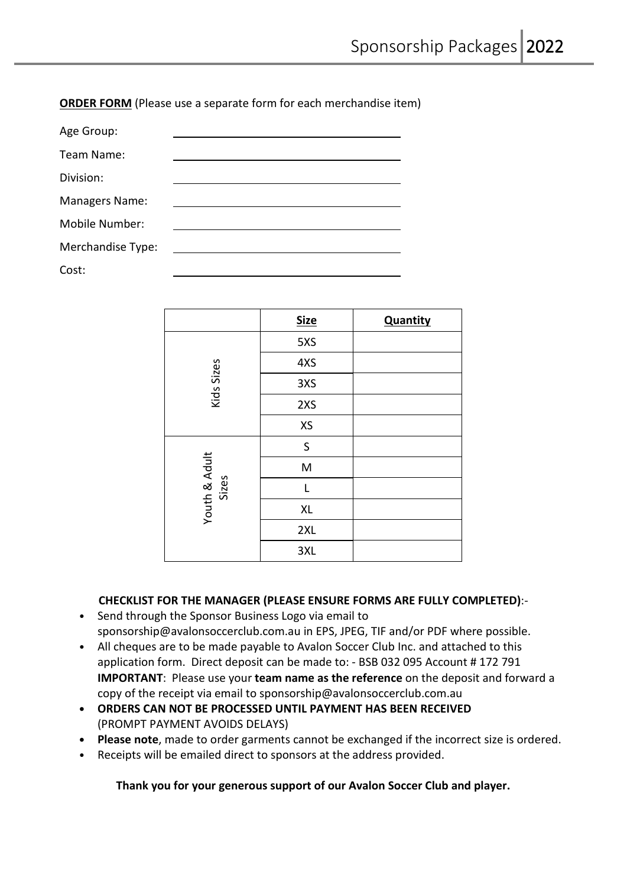**ORDER FORM** (Please use a separate form for each merchandise item)

Age Group: \_\_\_\_\_\_\_\_\_\_\_\_\_\_\_\_\_\_\_\_

Team Name: \_\_\_\_\_\_\_\_\_\_\_\_\_\_\_\_\_\_\_\_

Division: \_\_\_\_\_\_\_\_\_\_\_\_\_\_\_\_\_\_\_\_

Managers Name: \_\_\_\_\_\_\_\_\_\_\_\_\_\_\_\_\_\_\_\_

Mobile Number: \_\_\_\_\_\_\_\_\_\_\_\_\_\_\_\_\_\_\_\_

Merchandise Type: \_\_\_\_\_\_\_\_\_\_\_\_\_\_\_\_\_\_\_\_

Cost: \_\_\_\_\_\_\_\_\_\_\_\_\_\_\_\_\_\_\_\_

| | **Size** | **Quantity** |
|---|---|---|
| Kids Sizes | 5XS | |
| | 4XS | |
| | 3XS | |
| | 2XS | |
| | XS | |
| Youth & Adult Sizes | S | |
| | M | |
| | L | |
| | XL | |
| | 2XL | |
| | 3XL | |

**CHECKLIST FOR THE MANAGER (PLEASE ENSURE FORMS ARE FULLY COMPLETED)**:-

- Send through the Sponsor Business Logo via email to sponsorship@avalonsoccerclub.com.au in EPS, JPEG, TIF and/or PDF where possible.
- All cheques are to be made payable to Avalon Soccer Club Inc. and attached to this application form. Direct deposit can be made to: - BSB 032 095 Account # 172 791 **IMPORTANT**: Please use your **team name as the reference** on the deposit and forward a copy of the receipt via email to sponsorship@avalonsoccerclub.com.au
- **ORDERS CAN NOT BE PROCESSED UNTIL PAYMENT HAS BEEN RECEIVED** (PROMPT PAYMENT AVOIDS DELAYS)
- **Please note**, made to order garments cannot be exchanged if the incorrect size is ordered.
- Receipts will be emailed direct to sponsors at the address provided.

**Thank you for your generous support of our Avalon Soccer Club and player.**